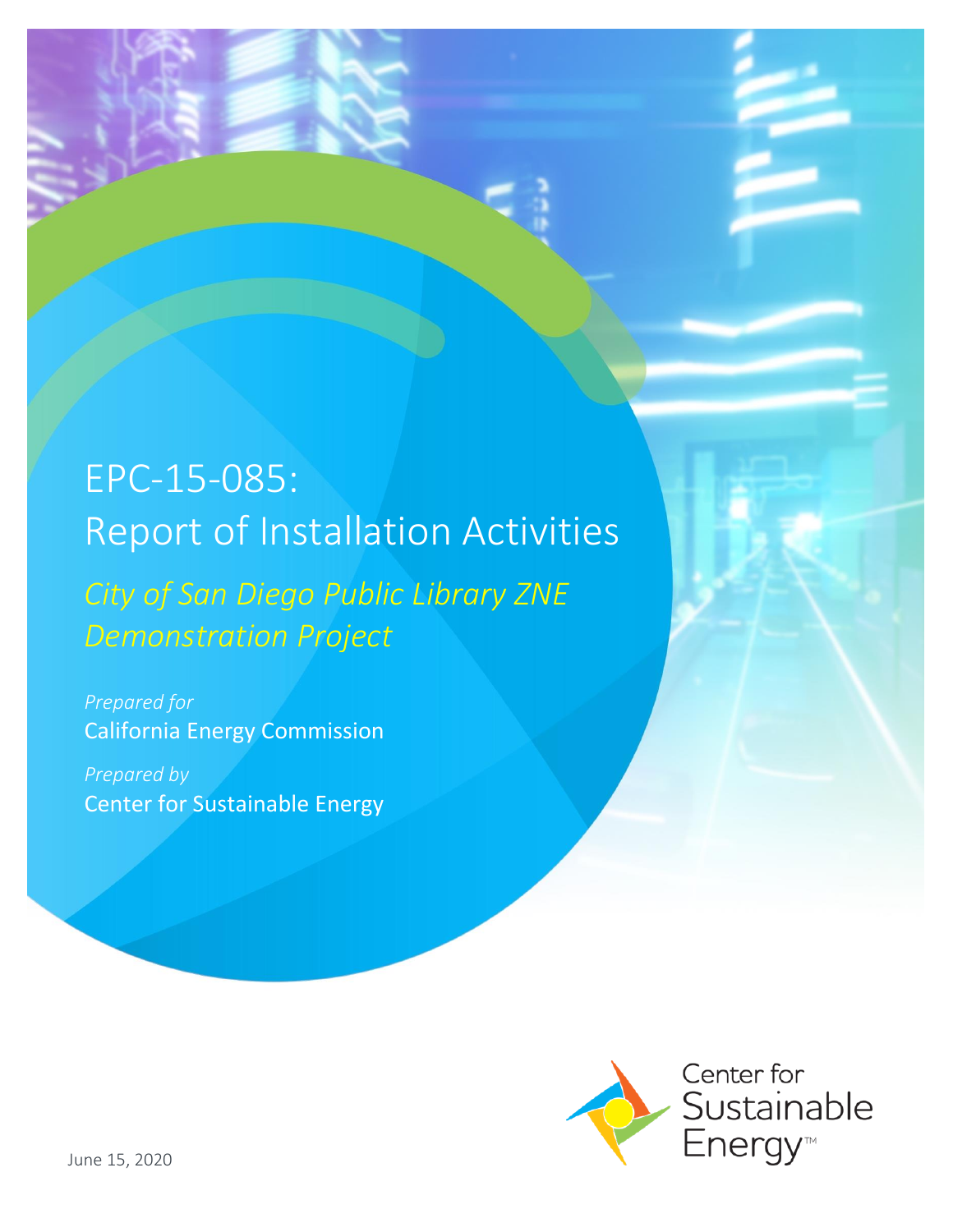# EPC-15-085: Report of Installation Activities

*City of San Diego Public Library ZNE Demonstration Project*

*Prepared for*
California Energy Commission

*Prepared by*
Center for Sustainable Energy

Center for Sustainable Energy™

June 15, 2020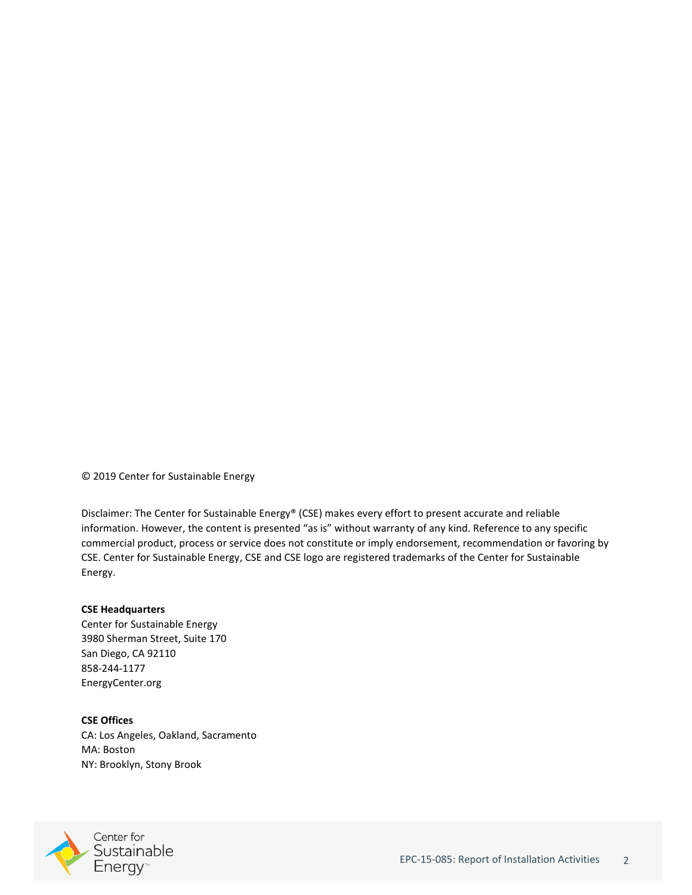© 2019 Center for Sustainable Energy

Disclaimer: The Center for Sustainable Energy® (CSE) makes every effort to present accurate and reliable information. However, the content is presented "as is" without warranty of any kind. Reference to any specific commercial product, process or service does not constitute or imply endorsement, recommendation or favoring by CSE. Center for Sustainable Energy, CSE and CSE logo are registered trademarks of the Center for Sustainable Energy.

**CSE Headquarters**
Center for Sustainable Energy
3980 Sherman Street, Suite 170
San Diego, CA 92110
858-244-1177
EnergyCenter.org

**CSE Offices**
CA: Los Angeles, Oakland, Sacramento
MA: Boston
NY: Brooklyn, Stony Brook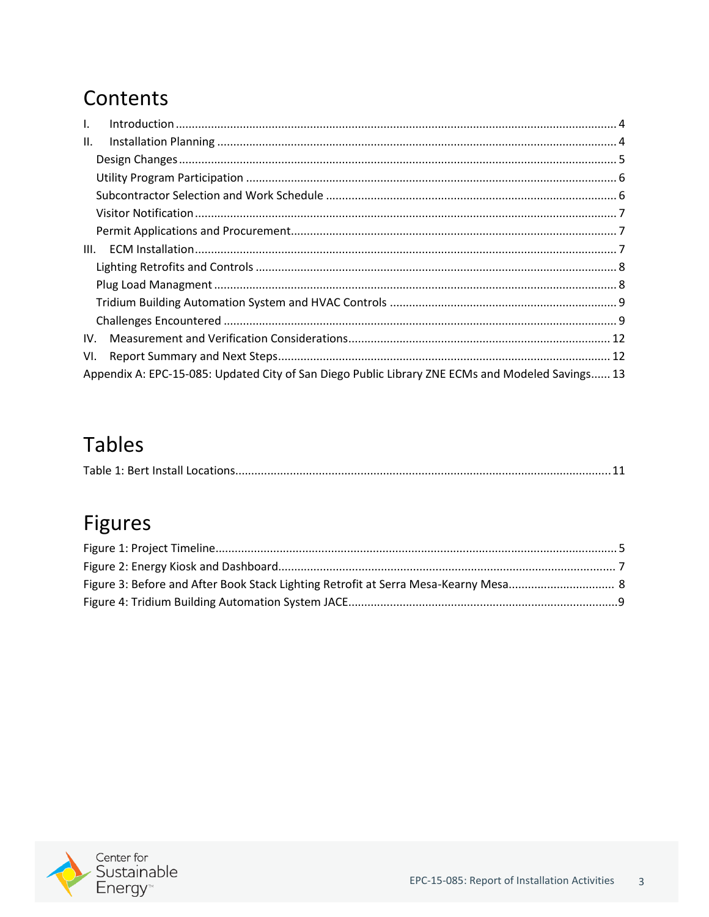# Contents

I. Introduction ..... 4

II. Installation Planning ..... 4

- Design Changes ..... 5
- Utility Program Participation ..... 6
- Subcontractor Selection and Work Schedule ..... 6
- Visitor Notification ..... 7
- Permit Applications and Procurement ..... 7

III. ECM Installation ..... 7

- Lighting Retrofits and Controls ..... 8
- Plug Load Managment ..... 8
- Tridium Building Automation System and HVAC Controls ..... 9
- Challenges Encountered ..... 9

IV. Measurement and Verification Considerations ..... 12

VI. Report Summary and Next Steps ..... 12

Appendix A: EPC-15-085: Updated City of San Diego Public Library ZNE ECMs and Modeled Savings ..... 13

# Tables

Table 1: Bert Install Locations ..... 11

# Figures

Figure 1: Project Timeline ..... 5

Figure 2: Energy Kiosk and Dashboard ..... 7

Figure 3: Before and After Book Stack Lighting Retrofit at Serra Mesa-Kearny Mesa ..... 8

Figure 4: Tridium Building Automation System JACE ..... 9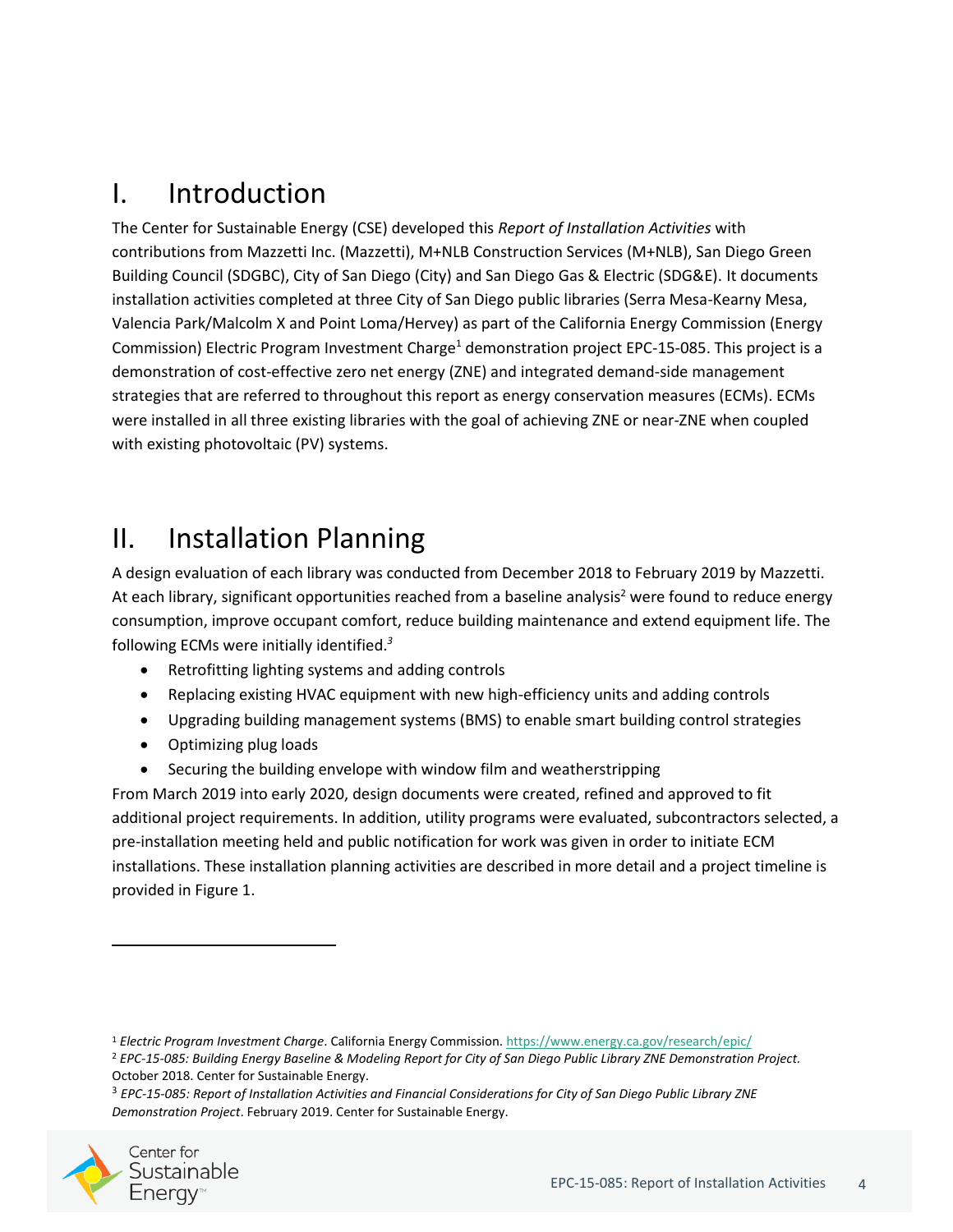# I. Introduction

The Center for Sustainable Energy (CSE) developed this *Report of Installation Activities* with contributions from Mazzetti Inc. (Mazzetti), M+NLB Construction Services (M+NLB), San Diego Green Building Council (SDGBC), City of San Diego (City) and San Diego Gas & Electric (SDG&E). It documents installation activities completed at three City of San Diego public libraries (Serra Mesa-Kearny Mesa, Valencia Park/Malcolm X and Point Loma/Hervey) as part of the California Energy Commission (Energy Commission) Electric Program Investment Charge[1] demonstration project EPC-15-085. This project is a demonstration of cost-effective zero net energy (ZNE) and integrated demand-side management strategies that are referred to throughout this report as energy conservation measures (ECMs). ECMs were installed in all three existing libraries with the goal of achieving ZNE or near-ZNE when coupled with existing photovoltaic (PV) systems.

# II. Installation Planning

A design evaluation of each library was conducted from December 2018 to February 2019 by Mazzetti. At each library, significant opportunities reached from a baseline analysis[2] were found to reduce energy consumption, improve occupant comfort, reduce building maintenance and extend equipment life. The following ECMs were initially identified.[3]

- Retrofitting lighting systems and adding controls
- Replacing existing HVAC equipment with new high-efficiency units and adding controls
- Upgrading building management systems (BMS) to enable smart building control strategies
- Optimizing plug loads
- Securing the building envelope with window film and weatherstripping

From March 2019 into early 2020, design documents were created, refined and approved to fit additional project requirements. In addition, utility programs were evaluated, subcontractors selected, a pre-installation meeting held and public notification for work was given in order to initiate ECM installations. These installation planning activities are described in more detail and a project timeline is provided in Figure 1.

---

[1] *Electric Program Investment Charge*. California Energy Commission. https://www.energy.ca.gov/research/epic/

[2] *EPC-15-085: Building Energy Baseline & Modeling Report for City of San Diego Public Library ZNE Demonstration Project.* October 2018. Center for Sustainable Energy.

[3] *EPC-15-085: Report of Installation Activities and Financial Considerations for City of San Diego Public Library ZNE Demonstration Project*. February 2019. Center for Sustainable Energy.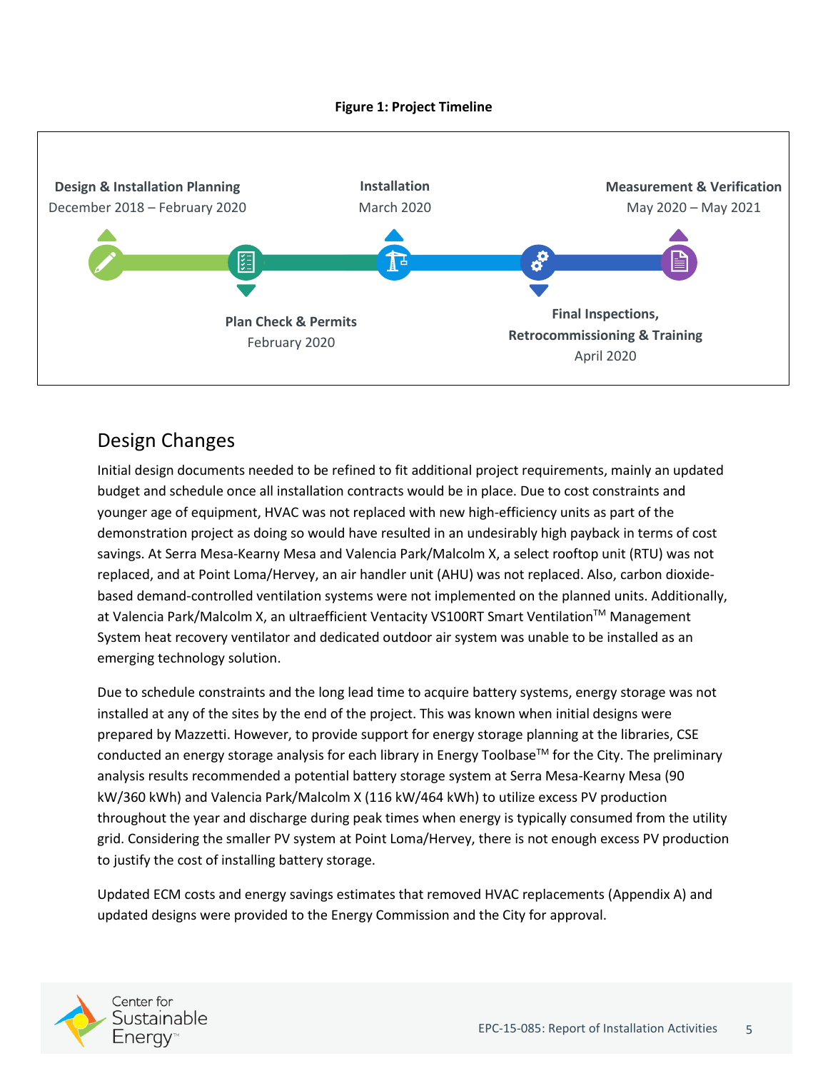**Figure 1: Project Timeline**

**Design & Installation Planning**
December 2018 – February 2020

**Plan Check & Permits**
February 2020

**Installation**
March 2020

**Final Inspections, Retrocommissioning & Training**
April 2020

**Measurement & Verification**
May 2020 – May 2021

## Design Changes

Initial design documents needed to be refined to fit additional project requirements, mainly an updated budget and schedule once all installation contracts would be in place. Due to cost constraints and younger age of equipment, HVAC was not replaced with new high-efficiency units as part of the demonstration project as doing so would have resulted in an undesirably high payback in terms of cost savings. At Serra Mesa-Kearny Mesa and Valencia Park/Malcolm X, a select rooftop unit (RTU) was not replaced, and at Point Loma/Hervey, an air handler unit (AHU) was not replaced. Also, carbon dioxide-based demand-controlled ventilation systems were not implemented on the planned units. Additionally, at Valencia Park/Malcolm X, an ultraefficient Ventacity VS100RT Smart Ventilation™ Management System heat recovery ventilator and dedicated outdoor air system was unable to be installed as an emerging technology solution.

Due to schedule constraints and the long lead time to acquire battery systems, energy storage was not installed at any of the sites by the end of the project. This was known when initial designs were prepared by Mazzetti. However, to provide support for energy storage planning at the libraries, CSE conducted an energy storage analysis for each library in Energy Toolbase™ for the City. The preliminary analysis results recommended a potential battery storage system at Serra Mesa-Kearny Mesa (90 kW/360 kWh) and Valencia Park/Malcolm X (116 kW/464 kWh) to utilize excess PV production throughout the year and discharge during peak times when energy is typically consumed from the utility grid. Considering the smaller PV system at Point Loma/Hervey, there is not enough excess PV production to justify the cost of installing battery storage.

Updated ECM costs and energy savings estimates that removed HVAC replacements (Appendix A) and updated designs were provided to the Energy Commission and the City for approval.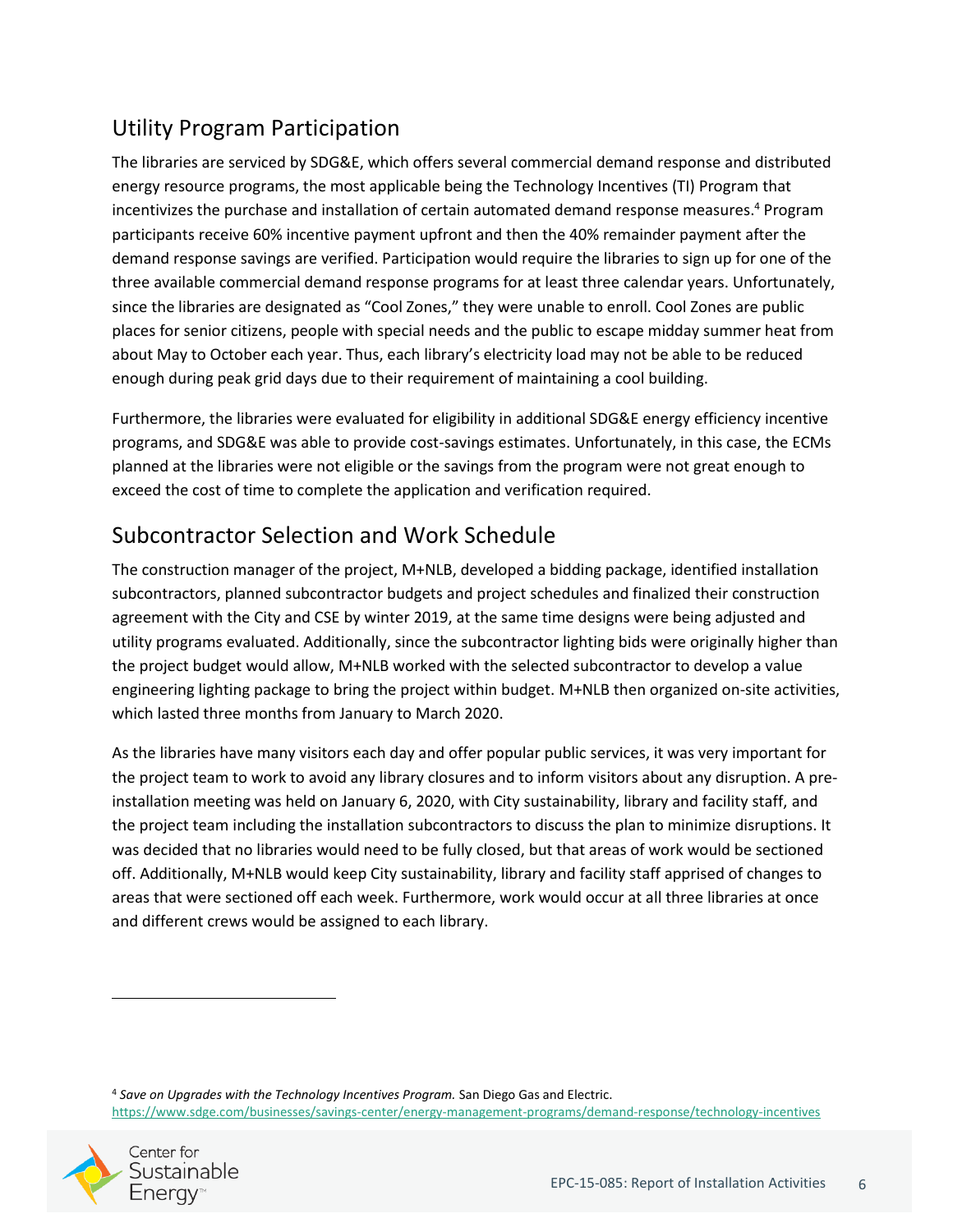## Utility Program Participation

The libraries are serviced by SDG&E, which offers several commercial demand response and distributed energy resource programs, the most applicable being the Technology Incentives (TI) Program that incentivizes the purchase and installation of certain automated demand response measures.[4] Program participants receive 60% incentive payment upfront and then the 40% remainder payment after the demand response savings are verified. Participation would require the libraries to sign up for one of the three available commercial demand response programs for at least three calendar years. Unfortunately, since the libraries are designated as "Cool Zones," they were unable to enroll. Cool Zones are public places for senior citizens, people with special needs and the public to escape midday summer heat from about May to October each year. Thus, each library's electricity load may not be able to be reduced enough during peak grid days due to their requirement of maintaining a cool building.

Furthermore, the libraries were evaluated for eligibility in additional SDG&E energy efficiency incentive programs, and SDG&E was able to provide cost-savings estimates. Unfortunately, in this case, the ECMs planned at the libraries were not eligible or the savings from the program were not great enough to exceed the cost of time to complete the application and verification required.

## Subcontractor Selection and Work Schedule

The construction manager of the project, M+NLB, developed a bidding package, identified installation subcontractors, planned subcontractor budgets and project schedules and finalized their construction agreement with the City and CSE by winter 2019, at the same time designs were being adjusted and utility programs evaluated. Additionally, since the subcontractor lighting bids were originally higher than the project budget would allow, M+NLB worked with the selected subcontractor to develop a value engineering lighting package to bring the project within budget. M+NLB then organized on-site activities, which lasted three months from January to March 2020.

As the libraries have many visitors each day and offer popular public services, it was very important for the project team to work to avoid any library closures and to inform visitors about any disruption. A pre-installation meeting was held on January 6, 2020, with City sustainability, library and facility staff, and the project team including the installation subcontractors to discuss the plan to minimize disruptions. It was decided that no libraries would need to be fully closed, but that areas of work would be sectioned off. Additionally, M+NLB would keep City sustainability, library and facility staff apprised of changes to areas that were sectioned off each week. Furthermore, work would occur at all three libraries at once and different crews would be assigned to each library.

---

[4] *Save on Upgrades with the Technology Incentives Program.* San Diego Gas and Electric. https://www.sdge.com/businesses/savings-center/energy-management-programs/demand-response/technology-incentives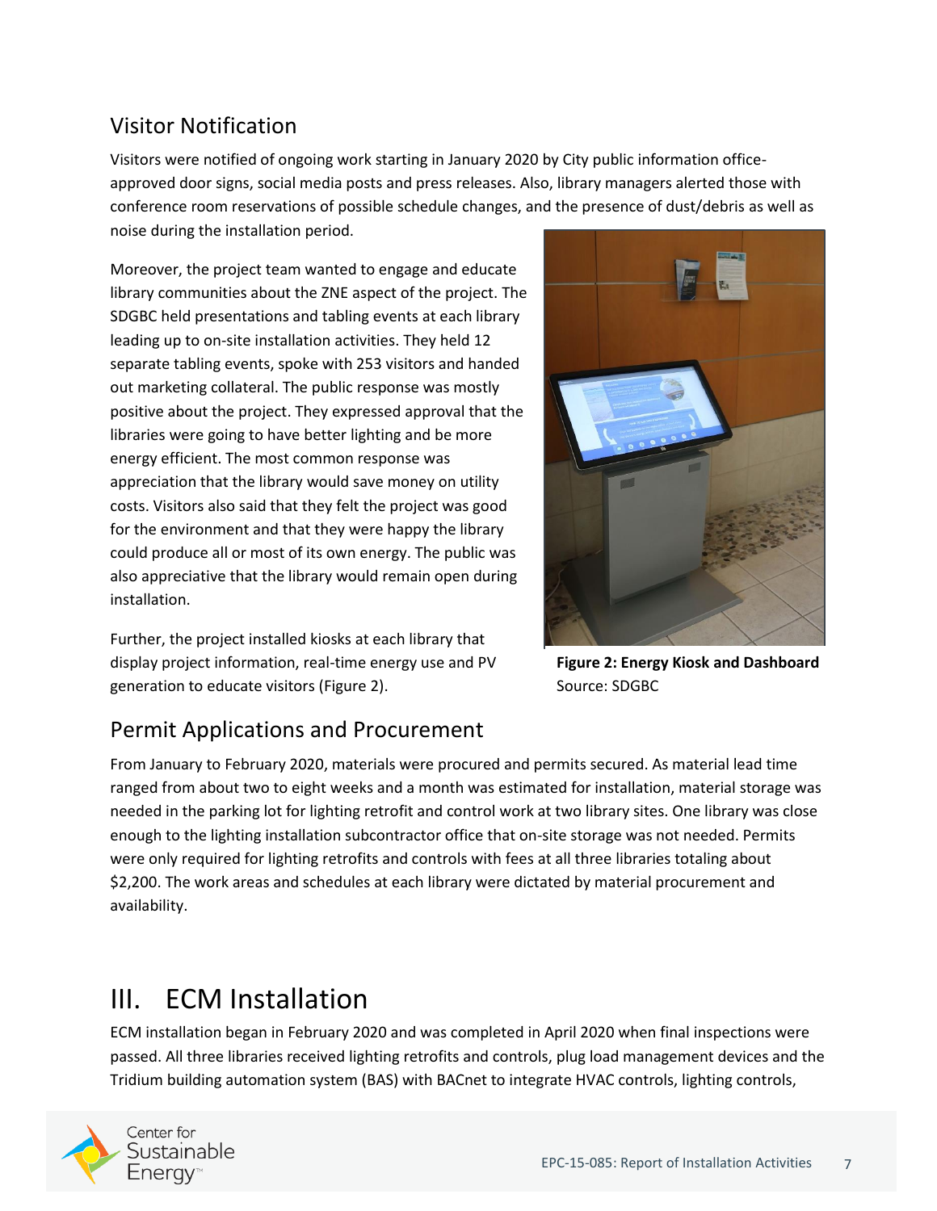## Visitor Notification

Visitors were notified of ongoing work starting in January 2020 by City public information office-approved door signs, social media posts and press releases. Also, library managers alerted those with conference room reservations of possible schedule changes, and the presence of dust/debris as well as noise during the installation period.

Moreover, the project team wanted to engage and educate library communities about the ZNE aspect of the project. The SDGBC held presentations and tabling events at each library leading up to on-site installation activities. They held 12 separate tabling events, spoke with 253 visitors and handed out marketing collateral. The public response was mostly positive about the project. They expressed approval that the libraries were going to have better lighting and be more energy efficient. The most common response was appreciation that the library would save money on utility costs. Visitors also said that they felt the project was good for the environment and that they were happy the library could produce all or most of its own energy. The public was also appreciative that the library would remain open during installation.

Further, the project installed kiosks at each library that display project information, real-time energy use and PV generation to educate visitors (Figure 2).

**Figure 2: Energy Kiosk and Dashboard**
Source: SDGBC

## Permit Applications and Procurement

From January to February 2020, materials were procured and permits secured. As material lead time ranged from about two to eight weeks and a month was estimated for installation, material storage was needed in the parking lot for lighting retrofit and control work at two library sites. One library was close enough to the lighting installation subcontractor office that on-site storage was not needed. Permits were only required for lighting retrofits and controls with fees at all three libraries totaling about $2,200. The work areas and schedules at each library were dictated by material procurement and availability.

# III. ECM Installation

ECM installation began in February 2020 and was completed in April 2020 when final inspections were passed. All three libraries received lighting retrofits and controls, plug load management devices and the Tridium building automation system (BAS) with BACnet to integrate HVAC controls, lighting controls,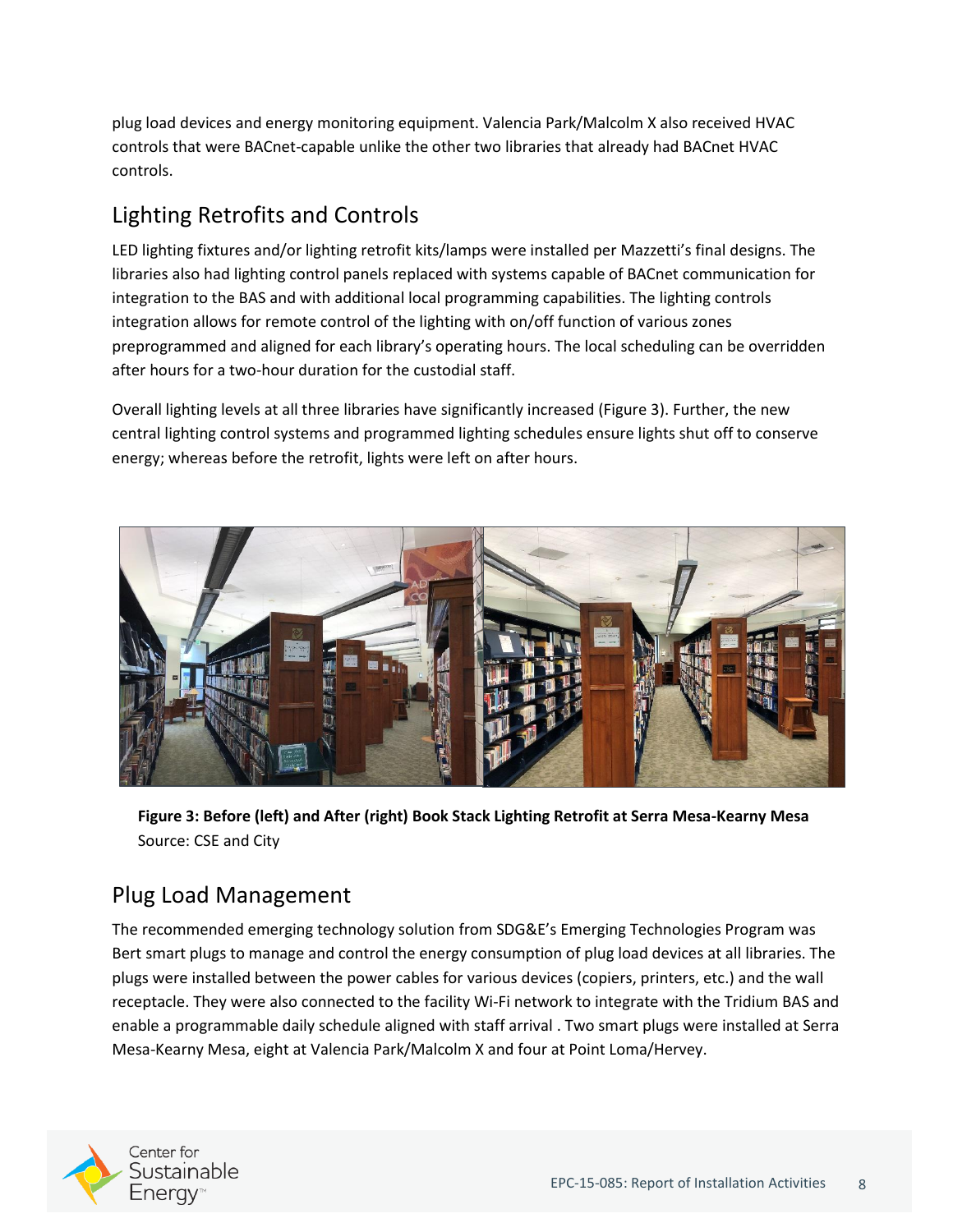plug load devices and energy monitoring equipment. Valencia Park/Malcolm X also received HVAC controls that were BACnet-capable unlike the other two libraries that already had BACnet HVAC controls.

## Lighting Retrofits and Controls

LED lighting fixtures and/or lighting retrofit kits/lamps were installed per Mazzetti's final designs. The libraries also had lighting control panels replaced with systems capable of BACnet communication for integration to the BAS and with additional local programming capabilities. The lighting controls integration allows for remote control of the lighting with on/off function of various zones preprogrammed and aligned for each library's operating hours. The local scheduling can be overridden after hours for a two-hour duration for the custodial staff.

Overall lighting levels at all three libraries have significantly increased (Figure 3). Further, the new central lighting control systems and programmed lighting schedules ensure lights shut off to conserve energy; whereas before the retrofit, lights were left on after hours.

**Figure 3: Before (left) and After (right) Book Stack Lighting Retrofit at Serra Mesa-Kearny Mesa**
Source: CSE and City

## Plug Load Management

The recommended emerging technology solution from SDG&E's Emerging Technologies Program was Bert smart plugs to manage and control the energy consumption of plug load devices at all libraries. The plugs were installed between the power cables for various devices (copiers, printers, etc.) and the wall receptacle. They were also connected to the facility Wi-Fi network to integrate with the Tridium BAS and enable a programmable daily schedule aligned with staff arrival . Two smart plugs were installed at Serra Mesa-Kearny Mesa, eight at Valencia Park/Malcolm X and four at Point Loma/Hervey.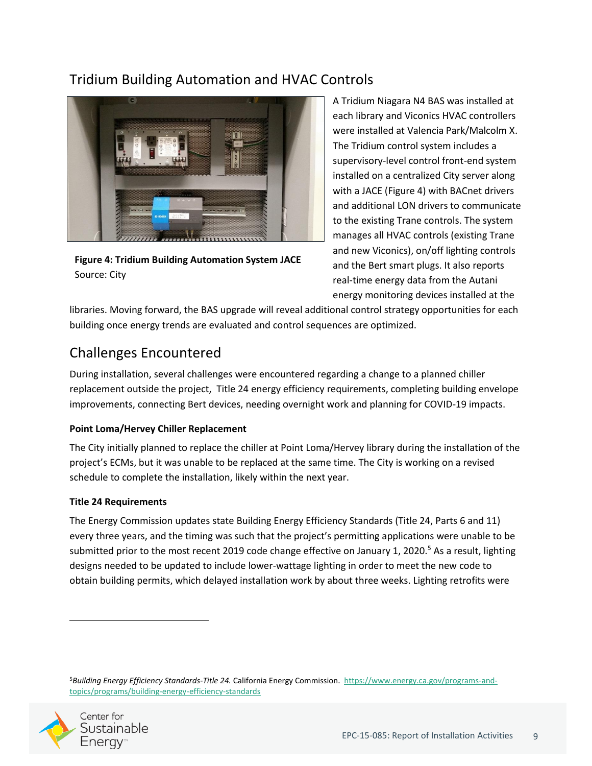## Tridium Building Automation and HVAC Controls

**Figure 4: Tridium Building Automation System JACE**
Source: City

A Tridium Niagara N4 BAS was installed at each library and Viconics HVAC controllers were installed at Valencia Park/Malcolm X. The Tridium control system includes a supervisory-level control front-end system installed on a centralized City server along with a JACE (Figure 4) with BACnet drivers and additional LON drivers to communicate to the existing Trane controls. The system manages all HVAC controls (existing Trane and new Viconics), on/off lighting controls and the Bert smart plugs. It also reports real-time energy data from the Autani energy monitoring devices installed at the libraries. Moving forward, the BAS upgrade will reveal additional control strategy opportunities for each building once energy trends are evaluated and control sequences are optimized.

## Challenges Encountered

During installation, several challenges were encountered regarding a change to a planned chiller replacement outside the project, Title 24 energy efficiency requirements, completing building envelope improvements, connecting Bert devices, needing overnight work and planning for COVID-19 impacts.

**Point Loma/Hervey Chiller Replacement**

The City initially planned to replace the chiller at Point Loma/Hervey library during the installation of the project's ECMs, but it was unable to be replaced at the same time. The City is working on a revised schedule to complete the installation, likely within the next year.

**Title 24 Requirements**

The Energy Commission updates state Building Energy Efficiency Standards (Title 24, Parts 6 and 11) every three years, and the timing was such that the project's permitting applications were unable to be submitted prior to the most recent 2019 code change effective on January 1, 2020.[5] As a result, lighting designs needed to be updated to include lower-wattage lighting in order to meet the new code to obtain building permits, which delayed installation work by about three weeks. Lighting retrofits were

[5] *Building Energy Efficiency Standards-Title 24.* California Energy Commission. https://www.energy.ca.gov/programs-and-topics/programs/building-energy-efficiency-standards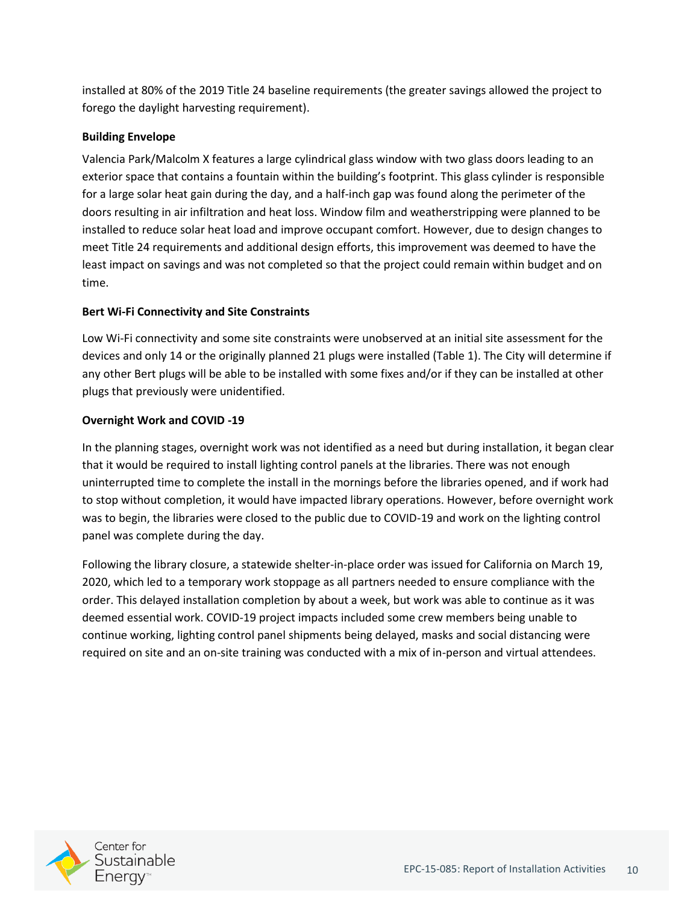installed at 80% of the 2019 Title 24 baseline requirements (the greater savings allowed the project to forego the daylight harvesting requirement).

**Building Envelope**

Valencia Park/Malcolm X features a large cylindrical glass window with two glass doors leading to an exterior space that contains a fountain within the building's footprint. This glass cylinder is responsible for a large solar heat gain during the day, and a half-inch gap was found along the perimeter of the doors resulting in air infiltration and heat loss. Window film and weatherstripping were planned to be installed to reduce solar heat load and improve occupant comfort. However, due to design changes to meet Title 24 requirements and additional design efforts, this improvement was deemed to have the least impact on savings and was not completed so that the project could remain within budget and on time.

**Bert Wi-Fi Connectivity and Site Constraints**

Low Wi-Fi connectivity and some site constraints were unobserved at an initial site assessment for the devices and only 14 or the originally planned 21 plugs were installed (Table 1). The City will determine if any other Bert plugs will be able to be installed with some fixes and/or if they can be installed at other plugs that previously were unidentified.

**Overnight Work and COVID -19**

In the planning stages, overnight work was not identified as a need but during installation, it began clear that it would be required to install lighting control panels at the libraries. There was not enough uninterrupted time to complete the install in the mornings before the libraries opened, and if work had to stop without completion, it would have impacted library operations. However, before overnight work was to begin, the libraries were closed to the public due to COVID-19 and work on the lighting control panel was complete during the day.

Following the library closure, a statewide shelter-in-place order was issued for California on March 19, 2020, which led to a temporary work stoppage as all partners needed to ensure compliance with the order. This delayed installation completion by about a week, but work was able to continue as it was deemed essential work. COVID-19 project impacts included some crew members being unable to continue working, lighting control panel shipments being delayed, masks and social distancing were required on site and an on-site training was conducted with a mix of in-person and virtual attendees.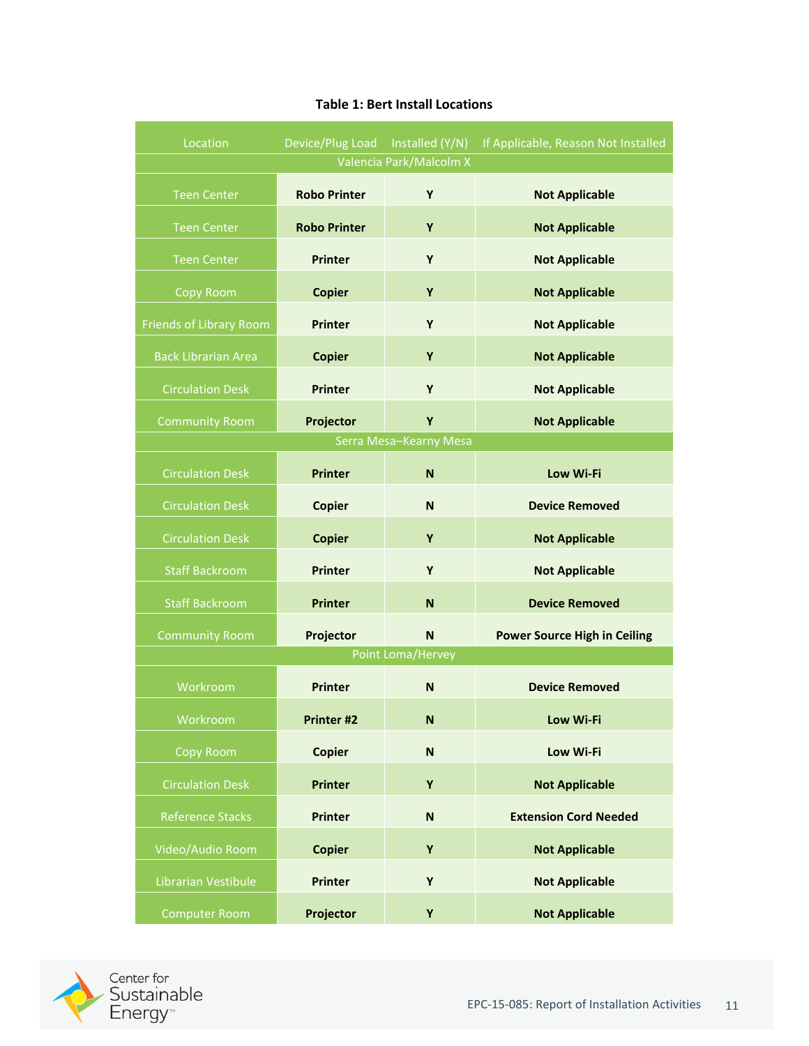**Table 1: Bert Install Locations**

| Location | Device/Plug Load | Installed (Y/N) | If Applicable, Reason Not Installed |
|---|---|---|---|
| Valencia Park/Malcolm X | | | |
| Teen Center | Robo Printer | Y | Not Applicable |
| Teen Center | Robo Printer | Y | Not Applicable |
| Teen Center | Printer | Y | Not Applicable |
| Copy Room | Copier | Y | Not Applicable |
| Friends of Library Room | Printer | Y | Not Applicable |
| Back Librarian Area | Copier | Y | Not Applicable |
| Circulation Desk | Printer | Y | Not Applicable |
| Community Room | Projector | Y | Not Applicable |
| Serra Mesa–Kearny Mesa | | | |
| Circulation Desk | Printer | N | Low Wi-Fi |
| Circulation Desk | Copier | N | Device Removed |
| Circulation Desk | Copier | Y | Not Applicable |
| Staff Backroom | Printer | Y | Not Applicable |
| Staff Backroom | Printer | N | Device Removed |
| Community Room | Projector | N | Power Source High in Ceiling |
| Point Loma/Hervey | | | |
| Workroom | Printer | N | Device Removed |
| Workroom | Printer #2 | N | Low Wi-Fi |
| Copy Room | Copier | N | Low Wi-Fi |
| Circulation Desk | Printer | Y | Not Applicable |
| Reference Stacks | Printer | N | Extension Cord Needed |
| Video/Audio Room | Copier | Y | Not Applicable |
| Librarian Vestibule | Printer | Y | Not Applicable |
| Computer Room | Projector | Y | Not Applicable |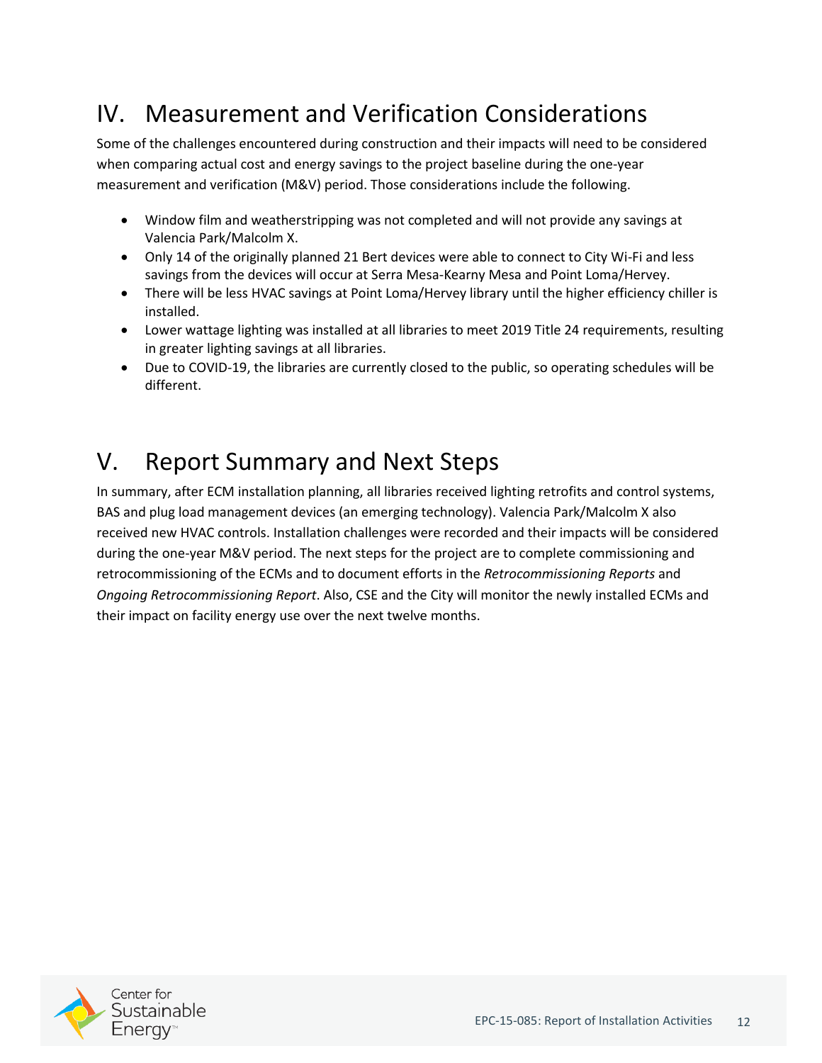# IV. Measurement and Verification Considerations

Some of the challenges encountered during construction and their impacts will need to be considered when comparing actual cost and energy savings to the project baseline during the one-year measurement and verification (M&V) period. Those considerations include the following.

- Window film and weatherstripping was not completed and will not provide any savings at Valencia Park/Malcolm X.
- Only 14 of the originally planned 21 Bert devices were able to connect to City Wi-Fi and less savings from the devices will occur at Serra Mesa-Kearny Mesa and Point Loma/Hervey.
- There will be less HVAC savings at Point Loma/Hervey library until the higher efficiency chiller is installed.
- Lower wattage lighting was installed at all libraries to meet 2019 Title 24 requirements, resulting in greater lighting savings at all libraries.
- Due to COVID-19, the libraries are currently closed to the public, so operating schedules will be different.

# V. Report Summary and Next Steps

In summary, after ECM installation planning, all libraries received lighting retrofits and control systems, BAS and plug load management devices (an emerging technology). Valencia Park/Malcolm X also received new HVAC controls. Installation challenges were recorded and their impacts will be considered during the one-year M&V period. The next steps for the project are to complete commissioning and retrocommissioning of the ECMs and to document efforts in the *Retrocommissioning Reports* and *Ongoing Retrocommissioning Report*. Also, CSE and the City will monitor the newly installed ECMs and their impact on facility energy use over the next twelve months.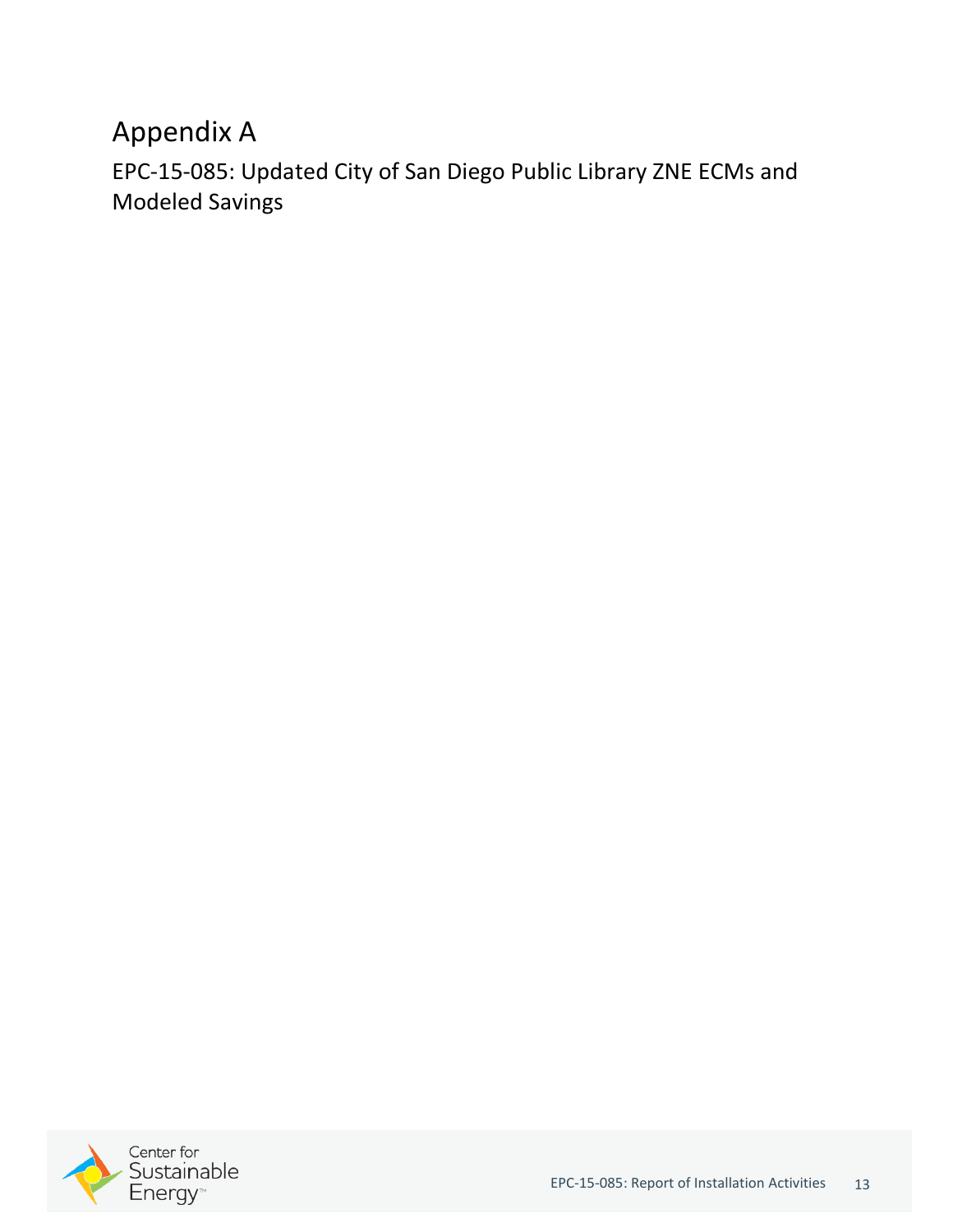# Appendix A

## EPC-15-085: Updated City of San Diego Public Library ZNE ECMs and Modeled Savings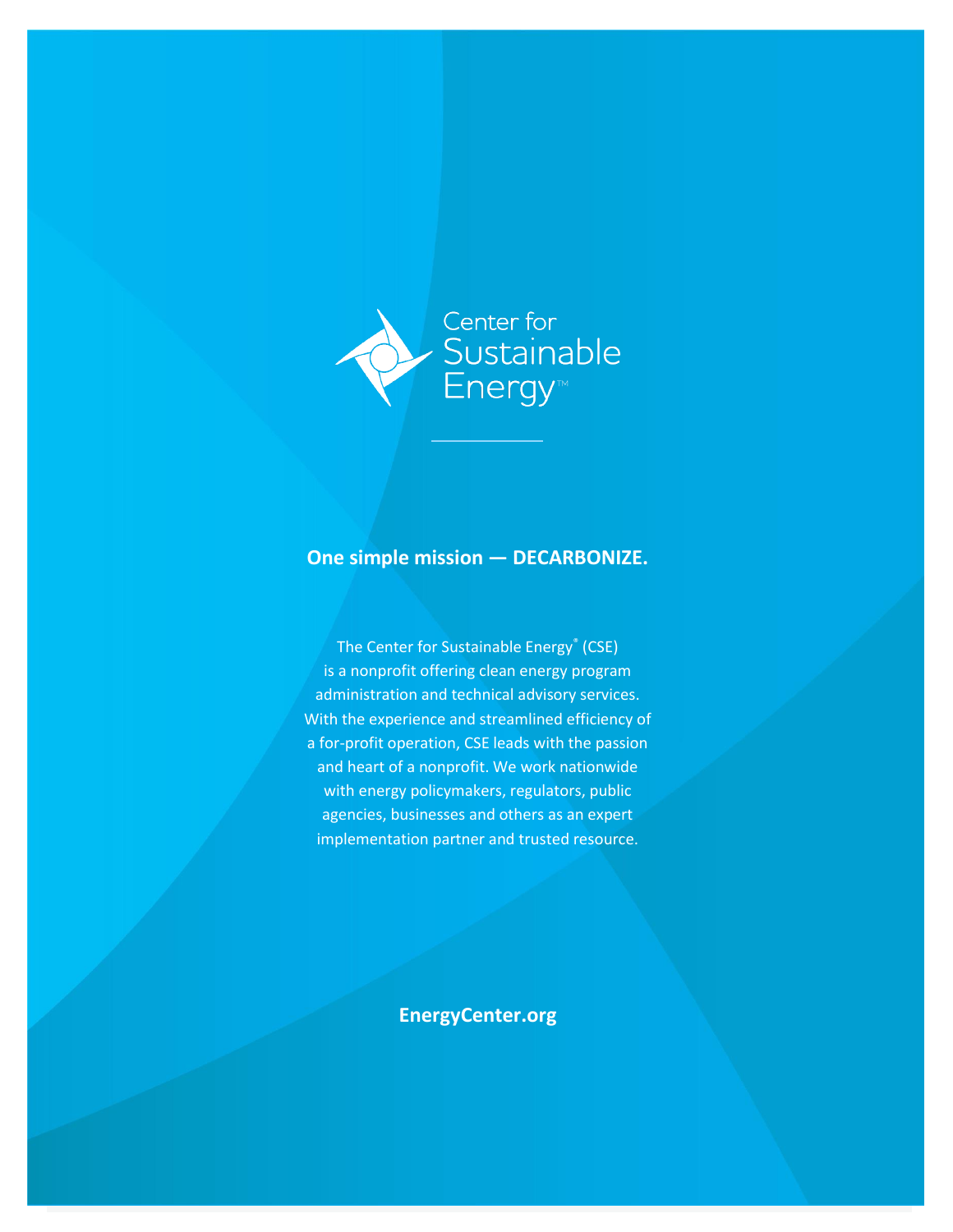Center for Sustainable Energy™

**One simple mission — DECARBONIZE.**

The Center for Sustainable Energy® (CSE) is a nonprofit offering clean energy program administration and technical advisory services. With the experience and streamlined efficiency of a for-profit operation, CSE leads with the passion and heart of a nonprofit. We work nationwide with energy policymakers, regulators, public agencies, businesses and others as an expert implementation partner and trusted resource.

**EnergyCenter.org**